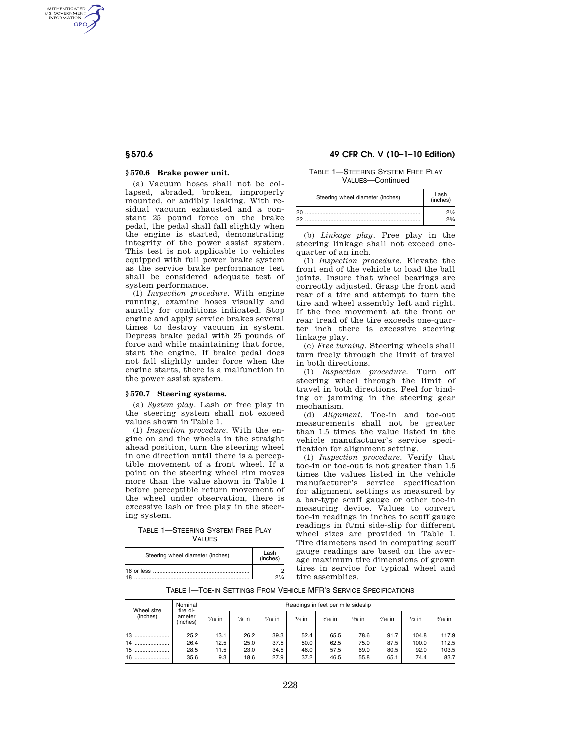## § 570.6 Brake power unit.

(a) Vacuum hoses shall not be collapsed, abraded, broken, improperly mounted, or audibly leaking. With residual vacuum exhausted and a constant 25 pound force on the brake pedal, the pedal shall fall slightly when the engine is started, demonstrating integrity of the power assist system. This test is not applicable to vehicles equipped with full power brake system as the service brake performance test shall be considered adequate test of system performance.

(1) *Inspection procedure.* With engine running, examine hoses visually and aurally for conditions indicated. Stop engine and apply service brakes several times to destroy vacuum in system. Depress brake pedal with 25 pounds of force and while maintaining that force, start the engine. If brake pedal does not fall slightly under force when the engine starts, there is a malfunction in the power assist system.

## § 570.7 Steering systems.

(a) *System play.* Lash or free play in the steering system shall not exceed values shown in Table 1.

(1) *Inspection procedure.* With the engine on and the wheels in the straight ahead position, turn the steering wheel in one direction until there is a perceptible movement of a front wheel. If a point on the steering wheel rim moves more than the value shown in Table 1 before perceptible return movement of the wheel under observation, there is excessive lash or free play in the steering system.

TABLE 1—STEERING SYSTEM FREE PLAY VALUES

| Steering wheel diameter (inches) | Lash (inches) |
|---|---|
| 16 or less | 2 |
| 18 | 2¼ |
| 20 | 2½ |
| 22 | 2¾ |

(b) *Linkage play.* Free play in the steering linkage shall not exceed one-quarter of an inch.

(1) *Inspection procedure.* Elevate the front end of the vehicle to load the ball joints. Insure that wheel bearings are correctly adjusted. Grasp the front and rear of a tire and attempt to turn the tire and wheel assembly left and right. If the free movement at the front or rear tread of the tire exceeds one-quarter inch there is excessive steering linkage play.

(c) *Free turning.* Steering wheels shall turn freely through the limit of travel in both directions.

(1) *Inspection procedure.* Turn off steering wheel through the limit of travel in both directions. Feel for binding or jamming in the steering gear mechanism.

(d) *Alignment.* Toe-in and toe-out measurements shall not be greater than 1.5 times the value listed in the vehicle manufacturer's service specification for alignment setting.

(1) *Inspection procedure.* Verify that toe-in or toe-out is not greater than 1.5 times the values listed in the vehicle manufacturer's service specification for alignment settings as measured by a bar-type scuff gauge or other toe-in measuring device. Values to convert toe-in readings in inches to scuff gauge readings in ft/mi side-slip for different wheel sizes are provided in Table I. Tire diameters used in computing scuff gauge readings are based on the average maximum tire dimensions of grown tires in service for typical wheel and tire assemblies.

TABLE I—TOE-IN SETTINGS FROM VEHICLE MFR'S SERVICE SPECIFICATIONS

| Wheel size (inches) | Nominal tire diameter (inches) | Readings in feet per mile sideslip | | | | | | | | |
|---|---|---|---|---|---|---|---|---|---|---|
| | | 1/16 in | 1/8 in | 3/16 in | 1/4 in | 5/16 in | 3/8 in | 7/16 in | 1/2 in | 9/16 in |
| 13 | 25.2 | 13.1 | 26.2 | 39.3 | 52.4 | 65.5 | 78.6 | 91.7 | 104.8 | 117.9 |
| 14 | 26.4 | 12.5 | 25.0 | 37.5 | 50.0 | 62.5 | 75.0 | 87.5 | 100.0 | 112.5 |
| 15 | 28.5 | 11.5 | 23.0 | 34.5 | 46.0 | 57.5 | 69.0 | 80.5 | 92.0 | 103.5 |
| 16 | 35.6 | 9.3 | 18.6 | 27.9 | 37.2 | 46.5 | 55.8 | 65.1 | 74.4 | 83.7 |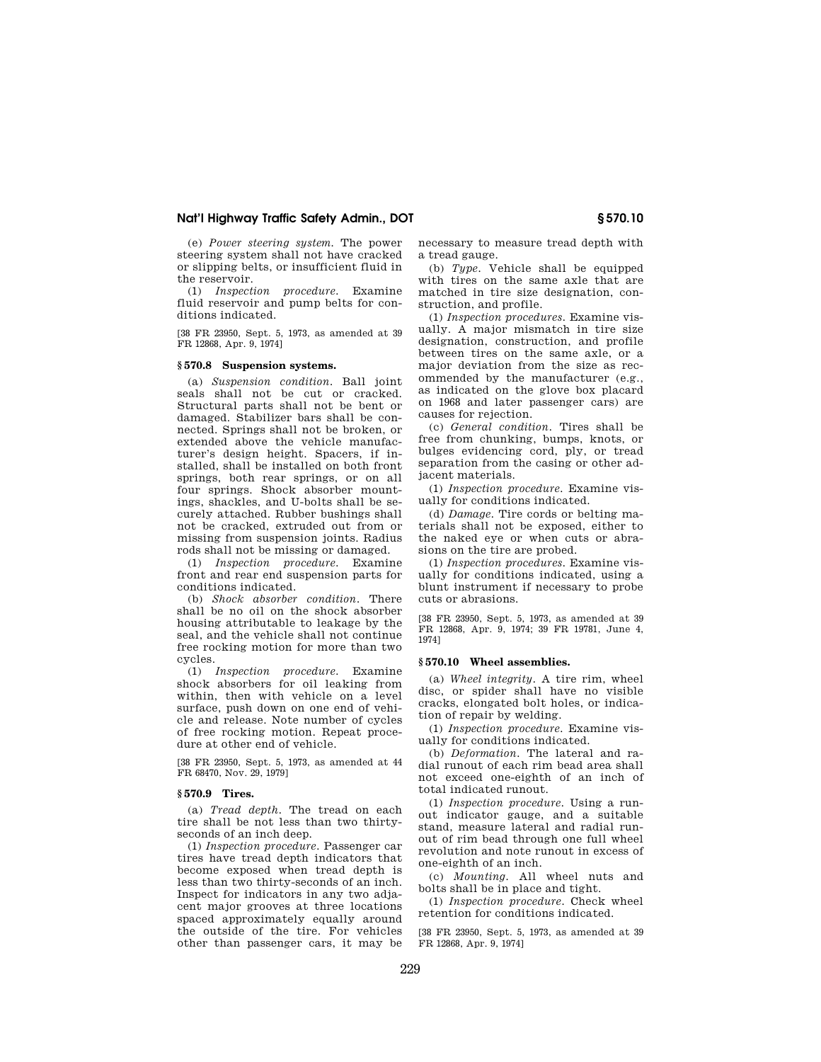(e) *Power steering system*. The power steering system shall not have cracked or slipping belts, or insufficient fluid in the reservoir.

(1) *Inspection procedure*. Examine fluid reservoir and pump belts for conditions indicated.

[38 FR 23950, Sept. 5, 1973, as amended at 39 FR 12868, Apr. 9, 1974]

## § 570.8 Suspension systems.

(a) *Suspension condition*. Ball joint seals shall not be cut or cracked. Structural parts shall not be bent or damaged. Stabilizer bars shall be connected. Springs shall not be broken, or extended above the vehicle manufacturer's design height. Spacers, if installed, shall be installed on both front springs, both rear springs, or on all four springs. Shock absorber mountings, shackles, and U-bolts shall be securely attached. Rubber bushings shall not be cracked, extruded out from or missing from suspension joints. Radius rods shall not be missing or damaged.

(1) *Inspection procedure*. Examine front and rear end suspension parts for conditions indicated.

(b) *Shock absorber condition*. There shall be no oil on the shock absorber housing attributable to leakage by the seal, and the vehicle shall not continue free rocking motion for more than two cycles.

(1) *Inspection procedure*. Examine shock absorbers for oil leaking from within, then with vehicle on a level surface, push down on one end of vehicle and release. Note number of cycles of free rocking motion. Repeat procedure at other end of vehicle.

[38 FR 23950, Sept. 5, 1973, as amended at 44 FR 68470, Nov. 29, 1979]

## § 570.9 Tires.

(a) *Tread depth*. The tread on each tire shall be not less than two thirty-seconds of an inch deep.

(1) *Inspection procedure*. Passenger car tires have tread depth indicators that become exposed when tread depth is less than two thirty-seconds of an inch. Inspect for indicators in any two adjacent major grooves at three locations spaced approximately equally around the outside of the tire. For vehicles other than passenger cars, it may be necessary to measure tread depth with a tread gauge.

(b) *Type*. Vehicle shall be equipped with tires on the same axle that are matched in tire size designation, construction, and profile.

(1) *Inspection procedures*. Examine visually. A major mismatch in tire size designation, construction, and profile between tires on the same axle, or a major deviation from the size as recommended by the manufacturer (e.g., as indicated on the glove box placard on 1968 and later passenger cars) are causes for rejection.

(c) *General condition*. Tires shall be free from chunking, bumps, knots, or bulges evidencing cord, ply, or tread separation from the casing or other adjacent materials.

(1) *Inspection procedure*. Examine visually for conditions indicated.

(d) *Damage*. Tire cords or belting materials shall not be exposed, either to the naked eye or when cuts or abrasions on the tire are probed.

(1) *Inspection procedures*. Examine visually for conditions indicated, using a blunt instrument if necessary to probe cuts or abrasions.

[38 FR 23950, Sept. 5, 1973, as amended at 39 FR 12868, Apr. 9, 1974; 39 FR 19781, June 4, 1974]

## § 570.10 Wheel assemblies.

(a) *Wheel integrity*. A tire rim, wheel disc, or spider shall have no visible cracks, elongated bolt holes, or indication of repair by welding.

(1) *Inspection procedure*. Examine visually for conditions indicated.

(b) *Deformation*. The lateral and radial runout of each rim bead area shall not exceed one-eighth of an inch of total indicated runout.

(1) *Inspection procedure*. Using a runout indicator gauge, and a suitable stand, measure lateral and radial runout of rim bead through one full wheel revolution and note runout in excess of one-eighth of an inch.

(c) *Mounting*. All wheel nuts and bolts shall be in place and tight.

(1) *Inspection procedure*. Check wheel retention for conditions indicated.

[38 FR 23950, Sept. 5, 1973, as amended at 39 FR 12868, Apr. 9, 1974]